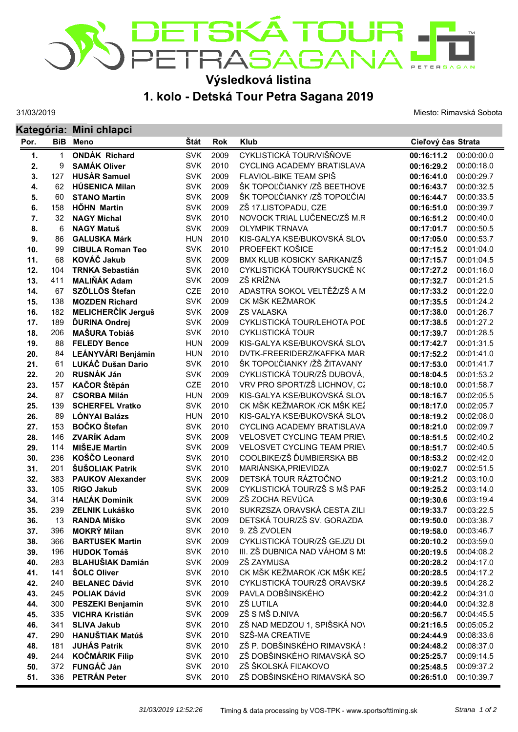# DETSKÁ TOUR PETRA SAGANA

## Výsledková listina

## 1. kolo - Detská Tour Petra Sagana 2019

31/03/2019

Miesto: Rimavská Sobota

### Kategória: Mini chlapci

| Por. | BiB | Meno | Štát | Rok | Klub | Cieľový čas | Strata |
|---|---|---|---|---|---|---|---|
| 1. | 1 | **ONDÁK Richard** | SVK | 2009 | CYKLISTICKÁ TOUR/VIŠŇOVE | **00:16:11.2** | 00:00:00.0 |
| 2. | 9 | **SAMÁK Oliver** | SVK | 2010 | CYCLING ACADEMY BRATISLAVA | **00:16:29.2** | 00:00:18.0 |
| 3. | 127 | **HUSÁR Samuel** | SVK | 2009 | FLAVIOL-BIKE TEAM SPIŠ | **00:16:41.0** | 00:00:29.7 |
| 4. | 62 | **HÚSENICA Milan** | SVK | 2009 | ŠK TOPOĽČIANKY /ZŠ BEETHOVE | **00:16:43.7** | 00:00:32.5 |
| 5. | 60 | **STANO Martin** | SVK | 2009 | ŠK TOPOĽČIANKY /ZŠ TOPOĽČIAI | **00:16:44.7** | 00:00:33.5 |
| 6. | 158 | **HŐHN Martin** | SVK | 2009 | ZŠ 17.LISTOPADU, CZE | **00:16:51.0** | 00:00:39.7 |
| 7. | 32 | **NAGY Michal** | SVK | 2010 | NOVOCK TRIAL LUČENEC/ZŠ M.R | **00:16:51.2** | 00:00:40.0 |
| 8. | 6 | **NAGY Matuš** | SVK | 2009 | OLYMPIK TRNAVA | **00:17:01.7** | 00:00:50.5 |
| 9. | 86 | **GALUSKA Márk** | HUN | 2010 | KIS-GALYA KSE/BUKOVSKÁ SLO\ | **00:17:05.0** | 00:00:53.7 |
| 10. | 99 | **CIBULA Roman Teo** | SVK | 2010 | PROEFEKT KOŠICE | **00:17:15.2** | 00:01:04.0 |
| 11. | 68 | **KOVÁČ Jakub** | SVK | 2009 | BMX KLUB KOSICKY SARKAN/ZŠ | **00:17:15.7** | 00:01:04.5 |
| 12. | 104 | **TRNKA Sebastián** | SVK | 2010 | CYKLISTICKÁ TOUR/KYSUCKÉ N( | **00:17:27.2** | 00:01:16.0 |
| 13. | 411 | **MALIŇÁK Adam** | SVK | 2009 | ZŠ KRÍŽNA | **00:17:32.7** | 00:01:21.5 |
| 14. | 67 | **SZÖLLÖS Štefan** | CZE | 2010 | ADASTRA SOKOL VELTĚŽ/ZŠ A M | **00:17:33.2** | 00:01:22.0 |
| 15. | 138 | **MOZDEN Richard** | SVK | 2009 | CK MŠK KEŽMAROK | **00:17:35.5** | 00:01:24.2 |
| 16. | 182 | **MELICHERČÍK Jerguš** | SVK | 2009 | ZS VALASKA | **00:17:38.0** | 00:01:26.7 |
| 17. | 189 | **ĎURINA Ondrej** | SVK | 2009 | CYKLISTICKÁ TOUR/LEHOTA POD | **00:17:38.5** | 00:01:27.2 |
| 18. | 206 | **MAŠURA Tobiáš** | SVK | 2010 | CYKLISTICKÁ TOUR | **00:17:39.7** | 00:01:28.5 |
| 19. | 88 | **FELEDY Bence** | HUN | 2009 | KIS-GALYA KSE/BUKOVSKÁ SLO\ | **00:17:42.7** | 00:01:31.5 |
| 20. | 84 | **LEÁNYVÁRI Benjámin** | HUN | 2010 | DVTK-FREERIDERZ/KAFFKA MAR | **00:17:52.2** | 00:01:41.0 |
| 21. | 61 | **LUKÁČ Dušan Dario** | SVK | 2010 | ŠK TOPOĽČIANKY /ZŠ ŽITAVANY | **00:17:53.0** | 00:01:41.7 |
| 22. | 20 | **RUSNÁK Ján** | SVK | 2009 | CYKLISTICKÁ TOUR/ZŠ DUBOVÁ, | **00:18:04.5** | 00:01:53.2 |
| 23. | 157 | **KAČOR Štěpán** | CZE | 2010 | VRV PRO SPORT/ZŠ LICHNOV, CZ | **00:18:10.0** | 00:01:58.7 |
| 24. | 87 | **CSORBA Milán** | HUN | 2009 | KIS-GALYA KSE/BUKOVSKÁ SLO\ | **00:18:16.7** | 00:02:05.5 |
| 25. | 139 | **SCHERFEL Vratko** | SVK | 2010 | CK MŠK KEŽMAROK /CK MŠK KEŽ | **00:18:17.0** | 00:02:05.7 |
| 26. | 89 | **LÓNYAI Balázs** | HUN | 2010 | KIS-GALYA KSE/BUKOVSKÁ SLO\ | **00:18:19.2** | 00:02:08.0 |
| 27. | 153 | **BOČKO Štefan** | SVK | 2010 | CYCLING ACADEMY BRATISLAVA | **00:18:21.0** | 00:02:09.7 |
| 28. | 146 | **ZVARÍK Adam** | SVK | 2009 | VELOSVET CYCLING TEAM PRIE\ | **00:18:51.5** | 00:02:40.2 |
| 29. | 114 | **MIŠEJE Martin** | SVK | 2009 | VELOSVET CYCLING TEAM PRIE\ | **00:18:51.7** | 00:02:40.5 |
| 30. | 236 | **KOŠČO Leonard** | SVK | 2010 | COOLBIKE/ZŠ ĎUMBIERSKA BB | **00:18:53.2** | 00:02:42.0 |
| 31. | 201 | **ŠUŠOLIAK Patrik** | SVK | 2010 | MARIÁNSKA,PRIEVIDZA | **00:19:02.7** | 00:02:51.5 |
| 32. | 383 | **PAUKOV Alexander** | SVK | 2009 | DETSKÁ TOUR RÁZTOČNO | **00:19:21.2** | 00:03:10.0 |
| 33. | 105 | **RIGO Jakub** | SVK | 2009 | CYKLISTICKÁ TOUR/ZŠ S MŠ PAF | **00:19:25.2** | 00:03:14.0 |
| 34. | 314 | **HAĽÁK Dominik** | SVK | 2009 | ZŠ ZOCHA REVÚCA | **00:19:30.6** | 00:03:19.4 |
| 35. | 239 | **ZELNIK Lukáško** | SVK | 2010 | SUKRZSZA ORAVSKÁ CESTA ZILI | **00:19:33.7** | 00:03:22.5 |
| 36. | 13 | **RANDA Miško** | SVK | 2009 | DETSKÁ TOUR/ZŠ SV. GORAZDA | **00:19:50.0** | 00:03:38.7 |
| 37. | 396 | **MOKRÝ Milan** | SVK | 2010 | 9. ZŠ ZVOLEN | **00:19:58.0** | 00:03:46.7 |
| 38. | 366 | **BARTUSEK Martin** | SVK | 2009 | CYKLISTICKÁ TOUR/ZŠ GEJZU DU | **00:20:10.2** | 00:03:59.0 |
| 39. | 196 | **HUDOK Tomáš** | SVK | 2010 | III. ZŠ DUBNICA NAD VÁHOM S M! | **00:20:19.5** | 00:04:08.2 |
| 40. | 283 | **BLAHUŠIAK Damián** | SVK | 2009 | ZŠ ZAYMUSA | **00:20:28.2** | 00:04:17.0 |
| 41. | 141 | **ŠOLC Oliver** | SVK | 2010 | CK MŠK KEŽMAROK /CK MŠK KEŽ | **00:20:28.5** | 00:04:17.2 |
| 42. | 240 | **BELANEC Dávid** | SVK | 2010 | CYKLISTICKÁ TOUR/ZŠ ORAVSKÁ | **00:20:39.5** | 00:04:28.2 |
| 43. | 245 | **POLIAK Dávid** | SVK | 2009 | PAVLA DOBŠINSKÉHO | **00:20:42.2** | 00:04:31.0 |
| 44. | 300 | **PESZEKI Benjamin** | SVK | 2010 | ZŠ LUTILA | **00:20:44.0** | 00:04:32.8 |
| 45. | 335 | **VICHRA Kristián** | SVK | 2009 | ZŠ S MŠ D.NIVA | **00:20:56.7** | 00:04:45.5 |
| 46. | 341 | **SLIVA Jakub** | SVK | 2010 | ZŠ NAD MEDZOU 1, SPIŠSKÁ NO\ | **00:21:16.5** | 00:05:05.2 |
| 47. | 290 | **HANUŠTIAK Matúš** | SVK | 2010 | SZŠ-MA CREATIVE | **00:24:44.9** | 00:08:33.6 |
| 48. | 181 | **JUHÁS Patrik** | SVK | 2010 | ZŠ P. DOBŠINSKÉHO RIMAVSKÁ ! | **00:24:48.2** | 00:08:37.0 |
| 49. | 244 | **KOČMÁRIK Filip** | SVK | 2010 | ZŠ DOBŠINSKÉHO RIMAVSKÁ SO | **00:25:25.7** | 00:09:14.5 |
| 50. | 372 | **FUNGÁČ Ján** | SVK | 2010 | ZŠ ŠKOLSKÁ FIĽAKOVO | **00:25:48.5** | 00:09:37.2 |
| 51. | 336 | **PETRÁN Peter** | SVK | 2010 | ZŠ DOBŠINSKÉHO RIMAVSKÁ SO | **00:26:51.0** | 00:10:39.7 |

*31/03/2019 12:52:26* Timing & data processing by VOS-TPK - www.sportsofttiming.sk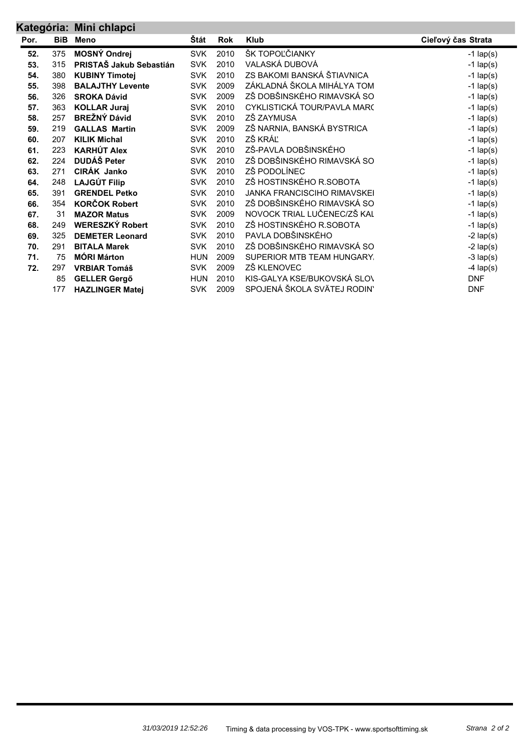## Kategória: Mini chlapci

| Por. | BiB | Meno | Štát | Rok | Klub | Cieľový čas | Strata |
|---|---|---|---|---|---|---|---|
| 52. | 375 | **MOSNÝ Ondrej** | SVK | 2010 | ŠK TOPOĽČIANKY | | -1 lap(s) |
| 53. | 315 | **PRISTAŠ Jakub Sebastián** | SVK | 2010 | VALASKÁ DUBOVÁ | | -1 lap(s) |
| 54. | 380 | **KUBINY Timotej** | SVK | 2010 | ZS BAKOMI BANSKÁ ŠTIAVNICA | | -1 lap(s) |
| 55. | 398 | **BALAJTHY Levente** | SVK | 2009 | ZÁKLADNÁ ŠKOLA MIHÁLYA TOM | | -1 lap(s) |
| 56. | 326 | **SROKA Dávid** | SVK | 2009 | ZŠ DOBŠINSKÉHO RIMAVSKÁ SO | | -1 lap(s) |
| 57. | 363 | **KOLLAR Juraj** | SVK | 2010 | CYKLISTICKÁ TOUR/PAVLA MARC | | -1 lap(s) |
| 58. | 257 | **BREŽNÝ Dávid** | SVK | 2010 | ZŠ ZAYMUSA | | -1 lap(s) |
| 59. | 219 | **GALLAS Martin** | SVK | 2009 | ZŠ NARNIA, BANSKÁ BYSTRICA | | -1 lap(s) |
| 60. | 207 | **KILIK Michal** | SVK | 2010 | ZŠ KRÁĽ | | -1 lap(s) |
| 61. | 223 | **KARHÚT Alex** | SVK | 2010 | ZŠ-PAVLA DOBŠINSKÉHO | | -1 lap(s) |
| 62. | 224 | **DUDÁŠ Peter** | SVK | 2010 | ZŠ DOBŠINSKÉHO RIMAVSKÁ SO | | -1 lap(s) |
| 63. | 271 | **CIRÁK Janko** | SVK | 2010 | ZŠ PODOLÍNEC | | -1 lap(s) |
| 64. | 248 | **LAJGÚT Filip** | SVK | 2010 | ZŠ HOSTINSKÉHO R.SOBOTA | | -1 lap(s) |
| 65. | 391 | **GRENDEL Petko** | SVK | 2010 | JANKA FRANCISCIHO RIMAVSKEI | | -1 lap(s) |
| 66. | 354 | **KORČOK Robert** | SVK | 2010 | ZŠ DOBŠINSKÉHO RIMAVSKÁ SO | | -1 lap(s) |
| 67. | 31 | **MAZOR Matus** | SVK | 2009 | NOVOCK TRIAL LUČENEC/ZŠ KAL | | -1 lap(s) |
| 68. | 249 | **WERESZKÝ Robert** | SVK | 2010 | ZŠ HOSTINSKÉHO R.SOBOTA | | -1 lap(s) |
| 69. | 325 | **DEMETER Leonard** | SVK | 2010 | PAVLA DOBŠINSKÉHO | | -2 lap(s) |
| 70. | 291 | **BITALA Marek** | SVK | 2010 | ZŠ DOBŠINSKÉHO RIMAVSKÁ SO | | -2 lap(s) |
| 71. | 75 | **MÓRI Márton** | HUN | 2009 | SUPERIOR MTB TEAM HUNGARY. | | -3 lap(s) |
| 72. | 297 | **VRBIAR Tomáš** | SVK | 2009 | ZŠ KLENOVEC | | -4 lap(s) |
| | 85 | **GELLER Gergő** | HUN | 2010 | KIS-GALYA KSE/BUKOVSKÁ SLOV | | DNF |
| | 177 | **HAZLINGER Matej** | SVK | 2009 | SPOJENÁ ŠKOLA SVÄTEJ RODINY | | DNF |

*31/03/2019 12:52:26* Timing & data processing by VOS-TPK - www.sportsofttiming.sk